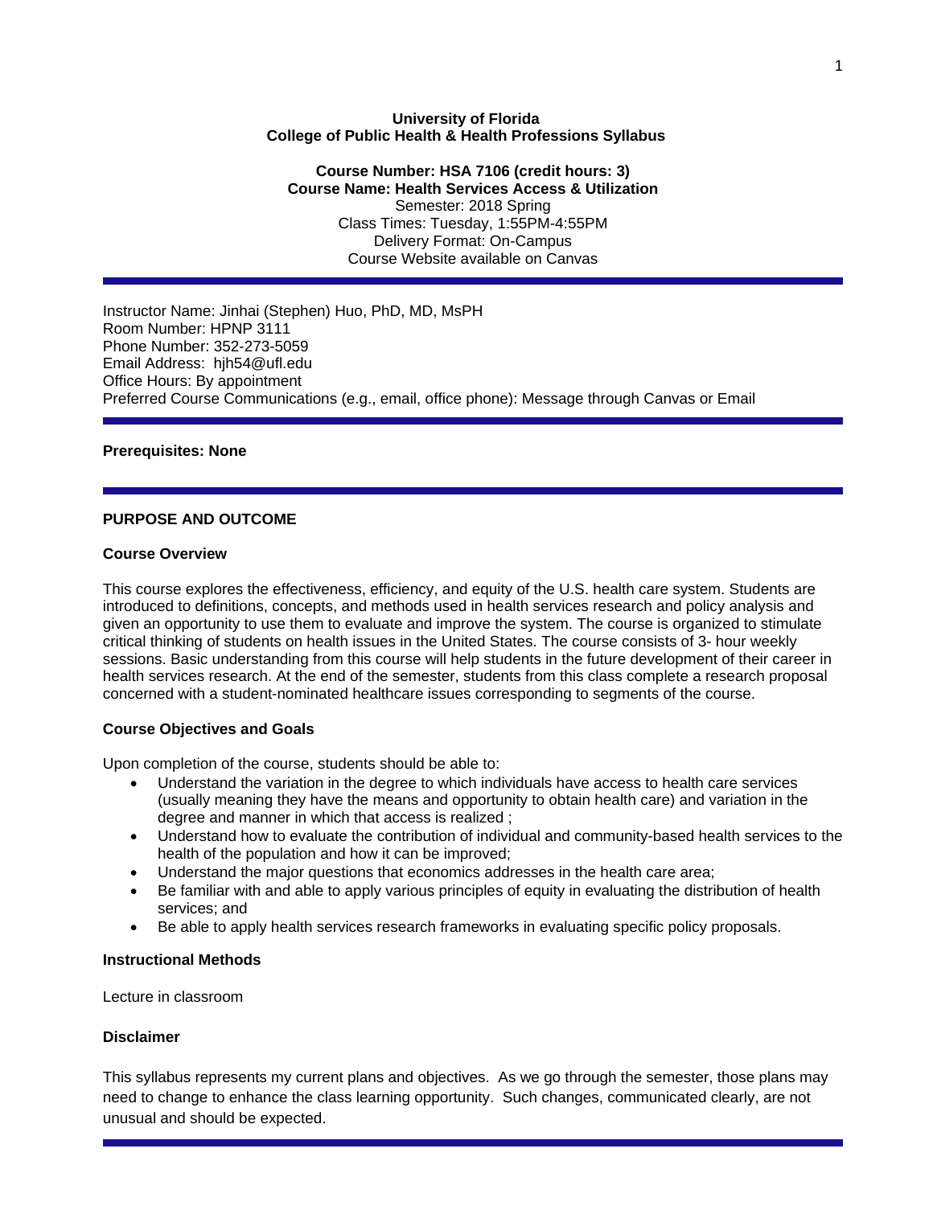**University of Florida**
**College of Public Health & Health Professions Syllabus**

**Course Number: HSA 7106 (credit hours: 3)**
**Course Name: Health Services Access & Utilization**
Semester: 2018 Spring
Class Times: Tuesday, 1:55PM-4:55PM
Delivery Format: On-Campus
Course Website available on Canvas

---

Instructor Name: Jinhai (Stephen) Huo, PhD, MD, MsPH
Room Number: HPNP 3111
Phone Number: 352-273-5059
Email Address: hjh54@ufl.edu
Office Hours: By appointment
Preferred Course Communications (e.g., email, office phone): Message through Canvas or Email

---

**Prerequisites: None**

---

## PURPOSE AND OUTCOME

### Course Overview

This course explores the effectiveness, efficiency, and equity of the U.S. health care system. Students are introduced to definitions, concepts, and methods used in health services research and policy analysis and given an opportunity to use them to evaluate and improve the system. The course is organized to stimulate critical thinking of students on health issues in the United States. The course consists of 3- hour weekly sessions. Basic understanding from this course will help students in the future development of their career in health services research. At the end of the semester, students from this class complete a research proposal concerned with a student-nominated healthcare issues corresponding to segments of the course.

### Course Objectives and Goals

Upon completion of the course, students should be able to:

- Understand the variation in the degree to which individuals have access to health care services (usually meaning they have the means and opportunity to obtain health care) and variation in the degree and manner in which that access is realized ;
- Understand how to evaluate the contribution of individual and community-based health services to the health of the population and how it can be improved;
- Understand the major questions that economics addresses in the health care area;
- Be familiar with and able to apply various principles of equity in evaluating the distribution of health services; and
- Be able to apply health services research frameworks in evaluating specific policy proposals.

### Instructional Methods

Lecture in classroom

### Disclaimer

This syllabus represents my current plans and objectives. As we go through the semester, those plans may need to change to enhance the class learning opportunity. Such changes, communicated clearly, are not unusual and should be expected.

---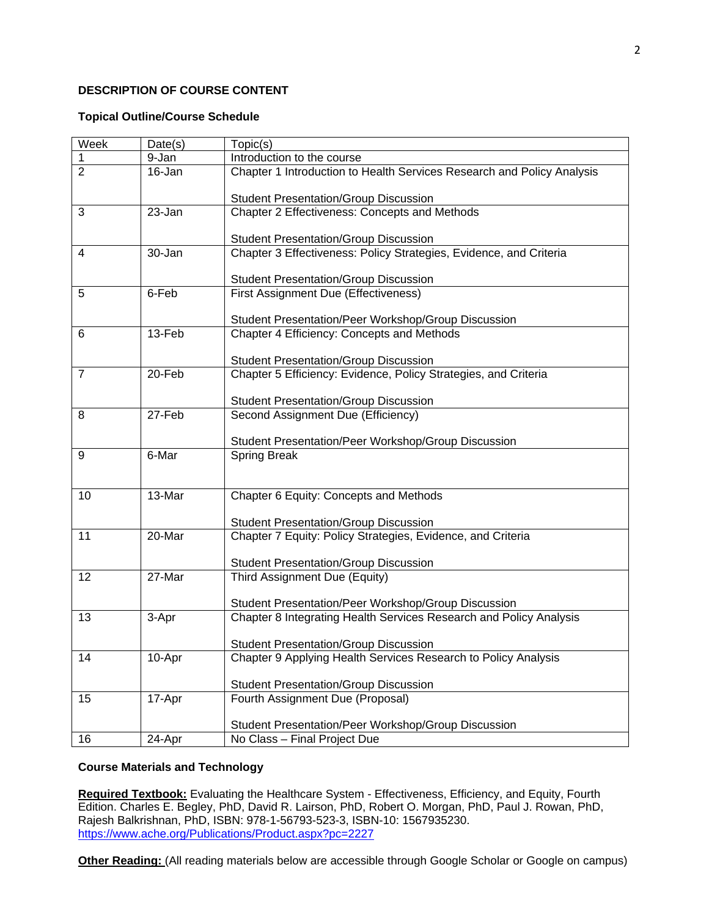**DESCRIPTION OF COURSE CONTENT**

**Topical Outline/Course Schedule**

| Week | Date(s) | Topic(s) |
|---|---|---|
| 1 | 9-Jan | Introduction to the course |
| 2 | 16-Jan | Chapter 1 Introduction to Health Services Research and Policy Analysis<br><br>Student Presentation/Group Discussion |
| 3 | 23-Jan | Chapter 2 Effectiveness: Concepts and Methods<br><br>Student Presentation/Group Discussion |
| 4 | 30-Jan | Chapter 3 Effectiveness: Policy Strategies, Evidence, and Criteria<br><br>Student Presentation/Group Discussion |
| 5 | 6-Feb | First Assignment Due (Effectiveness)<br><br>Student Presentation/Peer Workshop/Group Discussion |
| 6 | 13-Feb | Chapter 4 Efficiency: Concepts and Methods<br><br>Student Presentation/Group Discussion |
| 7 | 20-Feb | Chapter 5 Efficiency: Evidence, Policy Strategies, and Criteria<br><br>Student Presentation/Group Discussion |
| 8 | 27-Feb | Second Assignment Due (Efficiency)<br><br>Student Presentation/Peer Workshop/Group Discussion |
| 9 | 6-Mar | Spring Break |
| 10 | 13-Mar | Chapter 6 Equity: Concepts and Methods<br><br>Student Presentation/Group Discussion |
| 11 | 20-Mar | Chapter 7 Equity: Policy Strategies, Evidence, and Criteria<br><br>Student Presentation/Group Discussion |
| 12 | 27-Mar | Third Assignment Due (Equity)<br><br>Student Presentation/Peer Workshop/Group Discussion |
| 13 | 3-Apr | Chapter 8 Integrating Health Services Research and Policy Analysis<br><br>Student Presentation/Group Discussion |
| 14 | 10-Apr | Chapter 9 Applying Health Services Research to Policy Analysis<br><br>Student Presentation/Group Discussion |
| 15 | 17-Apr | Fourth Assignment Due (Proposal)<br><br>Student Presentation/Peer Workshop/Group Discussion |
| 16 | 24-Apr | No Class – Final Project Due |

**Course Materials and Technology**

**Required Textbook:** Evaluating the Healthcare System - Effectiveness, Efficiency, and Equity, Fourth Edition. Charles E. Begley, PhD, David R. Lairson, PhD, Robert O. Morgan, PhD, Paul J. Rowan, PhD, Rajesh Balkrishnan, PhD, ISBN: 978-1-56793-523-3, ISBN-10: 1567935230. https://www.ache.org/Publications/Product.aspx?pc=2227

**Other Reading:** (All reading materials below are accessible through Google Scholar or Google on campus)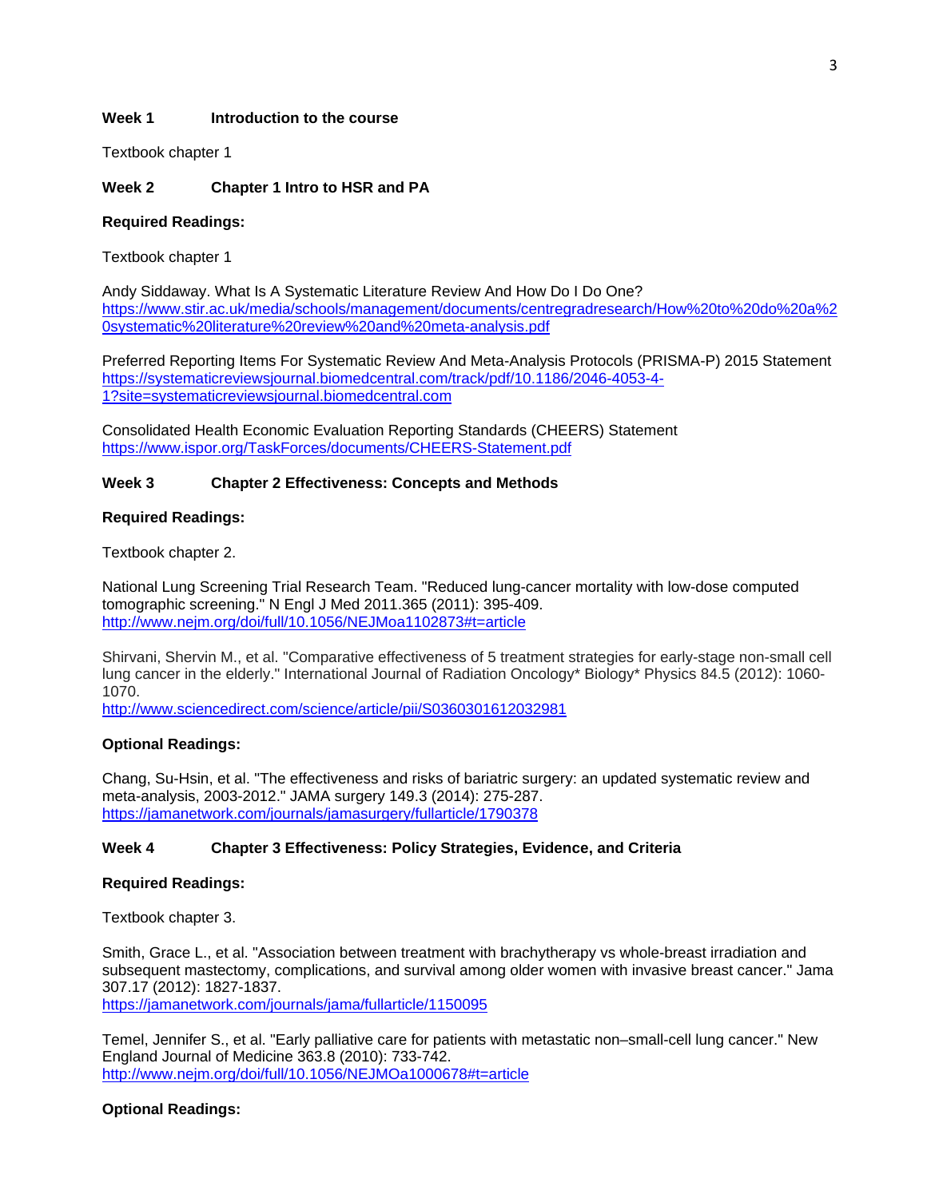**Week 1 Introduction to the course**

Textbook chapter 1

**Week 2 Chapter 1 Intro to HSR and PA**

**Required Readings:**

Textbook chapter 1

Andy Siddaway. What Is A Systematic Literature Review And How Do I Do One?
https://www.stir.ac.uk/media/schools/management/documents/centregradresearch/How%20to%20do%20a%20systematic%20literature%20review%20and%20meta-analysis.pdf

Preferred Reporting Items For Systematic Review And Meta-Analysis Protocols (PRISMA-P) 2015 Statement
https://systematicreviewsjournal.biomedcentral.com/track/pdf/10.1186/2046-4053-4-1?site=systematicreviewsjournal.biomedcentral.com

Consolidated Health Economic Evaluation Reporting Standards (CHEERS) Statement
https://www.ispor.org/TaskForces/documents/CHEERS-Statement.pdf

**Week 3 Chapter 2 Effectiveness: Concepts and Methods**

**Required Readings:**

Textbook chapter 2.

National Lung Screening Trial Research Team. "Reduced lung-cancer mortality with low-dose computed tomographic screening." N Engl J Med 2011.365 (2011): 395-409.
http://www.nejm.org/doi/full/10.1056/NEJMoa1102873#t=article

Shirvani, Shervin M., et al. "Comparative effectiveness of 5 treatment strategies for early-stage non-small cell lung cancer in the elderly." International Journal of Radiation Oncology* Biology* Physics 84.5 (2012): 1060-1070.
http://www.sciencedirect.com/science/article/pii/S0360301612032981

**Optional Readings:**

Chang, Su-Hsin, et al. "The effectiveness and risks of bariatric surgery: an updated systematic review and meta-analysis, 2003-2012." JAMA surgery 149.3 (2014): 275-287.
https://jamanetwork.com/journals/jamasurgery/fullarticle/1790378

**Week 4 Chapter 3 Effectiveness: Policy Strategies, Evidence, and Criteria**

**Required Readings:**

Textbook chapter 3.

Smith, Grace L., et al. "Association between treatment with brachytherapy vs whole-breast irradiation and subsequent mastectomy, complications, and survival among older women with invasive breast cancer." Jama 307.17 (2012): 1827-1837.
https://jamanetwork.com/journals/jama/fullarticle/1150095

Temel, Jennifer S., et al. "Early palliative care for patients with metastatic non–small-cell lung cancer." New England Journal of Medicine 363.8 (2010): 733-742.
http://www.nejm.org/doi/full/10.1056/NEJMOa1000678#t=article

**Optional Readings:**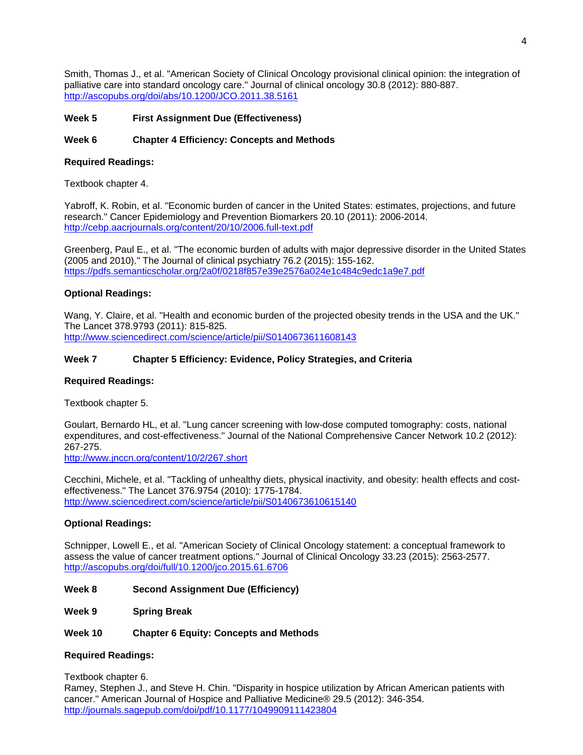Smith, Thomas J., et al. "American Society of Clinical Oncology provisional clinical opinion: the integration of palliative care into standard oncology care." Journal of clinical oncology 30.8 (2012): 880-887.
http://ascopubs.org/doi/abs/10.1200/JCO.2011.38.5161

**Week 5 First Assignment Due (Effectiveness)**

**Week 6 Chapter 4 Efficiency: Concepts and Methods**

**Required Readings:**

Textbook chapter 4.

Yabroff, K. Robin, et al. "Economic burden of cancer in the United States: estimates, projections, and future research." Cancer Epidemiology and Prevention Biomarkers 20.10 (2011): 2006-2014.
http://cebp.aacrjournals.org/content/20/10/2006.full-text.pdf

Greenberg, Paul E., et al. "The economic burden of adults with major depressive disorder in the United States (2005 and 2010)." The Journal of clinical psychiatry 76.2 (2015): 155-162.
https://pdfs.semanticscholar.org/2a0f/0218f857e39e2576a024e1c484c9edc1a9e7.pdf

**Optional Readings:**

Wang, Y. Claire, et al. "Health and economic burden of the projected obesity trends in the USA and the UK." The Lancet 378.9793 (2011): 815-825.
http://www.sciencedirect.com/science/article/pii/S0140673611608143

**Week 7 Chapter 5 Efficiency: Evidence, Policy Strategies, and Criteria**

**Required Readings:**

Textbook chapter 5.

Goulart, Bernardo HL, et al. "Lung cancer screening with low-dose computed tomography: costs, national expenditures, and cost-effectiveness." Journal of the National Comprehensive Cancer Network 10.2 (2012): 267-275.
http://www.jnccn.org/content/10/2/267.short

Cecchini, Michele, et al. "Tackling of unhealthy diets, physical inactivity, and obesity: health effects and cost-effectiveness." The Lancet 376.9754 (2010): 1775-1784.
http://www.sciencedirect.com/science/article/pii/S0140673610615140

**Optional Readings:**

Schnipper, Lowell E., et al. "American Society of Clinical Oncology statement: a conceptual framework to assess the value of cancer treatment options." Journal of Clinical Oncology 33.23 (2015): 2563-2577.
http://ascopubs.org/doi/full/10.1200/jco.2015.61.6706

**Week 8 Second Assignment Due (Efficiency)**

**Week 9 Spring Break**

**Week 10 Chapter 6 Equity: Concepts and Methods**

**Required Readings:**

Textbook chapter 6.
Ramey, Stephen J., and Steve H. Chin. "Disparity in hospice utilization by African American patients with cancer." American Journal of Hospice and Palliative Medicine® 29.5 (2012): 346-354.
http://journals.sagepub.com/doi/pdf/10.1177/1049909111423804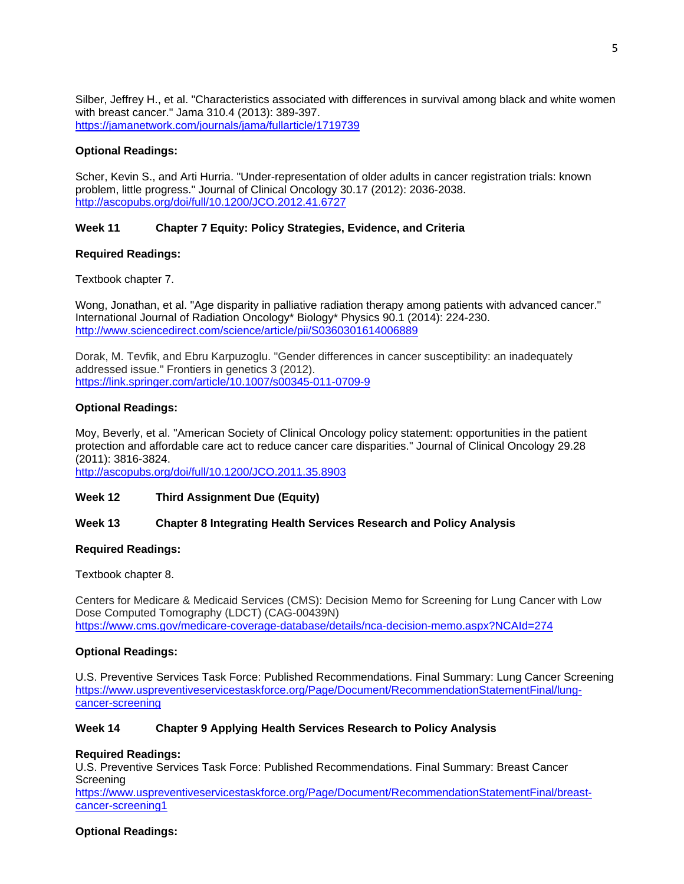Silber, Jeffrey H., et al. "Characteristics associated with differences in survival among black and white women with breast cancer." Jama 310.4 (2013): 389-397.
https://jamanetwork.com/journals/jama/fullarticle/1719739

**Optional Readings:**

Scher, Kevin S., and Arti Hurria. "Under-representation of older adults in cancer registration trials: known problem, little progress." Journal of Clinical Oncology 30.17 (2012): 2036-2038.
http://ascopubs.org/doi/full/10.1200/JCO.2012.41.6727

**Week 11 Chapter 7 Equity: Policy Strategies, Evidence, and Criteria**

**Required Readings:**

Textbook chapter 7.

Wong, Jonathan, et al. "Age disparity in palliative radiation therapy among patients with advanced cancer." International Journal of Radiation Oncology* Biology* Physics 90.1 (2014): 224-230.
http://www.sciencedirect.com/science/article/pii/S0360301614006889

Dorak, M. Tevfik, and Ebru Karpuzoglu. "Gender differences in cancer susceptibility: an inadequately addressed issue." Frontiers in genetics 3 (2012).
https://link.springer.com/article/10.1007/s00345-011-0709-9

**Optional Readings:**

Moy, Beverly, et al. "American Society of Clinical Oncology policy statement: opportunities in the patient protection and affordable care act to reduce cancer care disparities." Journal of Clinical Oncology 29.28 (2011): 3816-3824.
http://ascopubs.org/doi/full/10.1200/JCO.2011.35.8903

**Week 12 Third Assignment Due (Equity)**

**Week 13 Chapter 8 Integrating Health Services Research and Policy Analysis**

**Required Readings:**

Textbook chapter 8.

Centers for Medicare & Medicaid Services (CMS): Decision Memo for Screening for Lung Cancer with Low Dose Computed Tomography (LDCT) (CAG-00439N)
https://www.cms.gov/medicare-coverage-database/details/nca-decision-memo.aspx?NCAId=274

**Optional Readings:**

U.S. Preventive Services Task Force: Published Recommendations. Final Summary: Lung Cancer Screening
https://www.uspreventiveservicestaskforce.org/Page/Document/RecommendationStatementFinal/lung-cancer-screening

**Week 14 Chapter 9 Applying Health Services Research to Policy Analysis**

**Required Readings:**
U.S. Preventive Services Task Force: Published Recommendations. Final Summary: Breast Cancer Screening
https://www.uspreventiveservicestaskforce.org/Page/Document/RecommendationStatementFinal/breast-cancer-screening1

**Optional Readings:**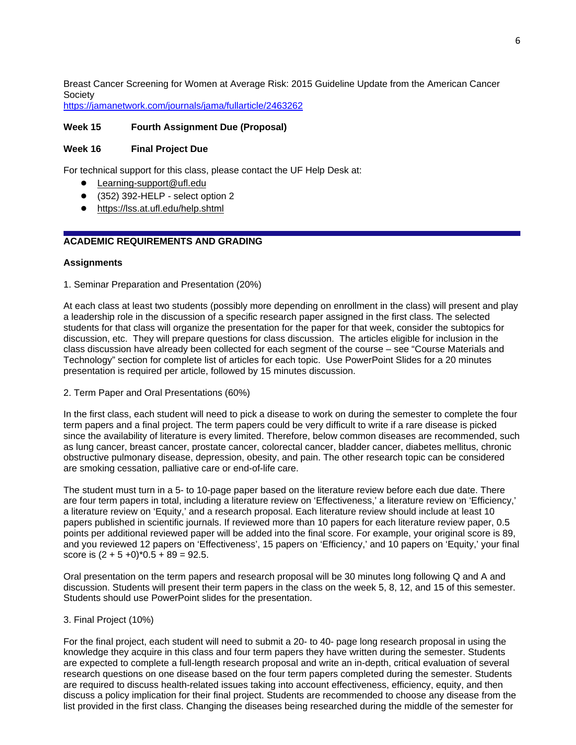Breast Cancer Screening for Women at Average Risk: 2015 Guideline Update from the American Cancer Society
https://jamanetwork.com/journals/jama/fullarticle/2463262

**Week 15 Fourth Assignment Due (Proposal)**

**Week 16 Final Project Due**

For technical support for this class, please contact the UF Help Desk at:

- Learning-support@ufl.edu
- (352) 392-HELP - select option 2
- https://lss.at.ufl.edu/help.shtml

## ACADEMIC REQUIREMENTS AND GRADING

### Assignments

1. Seminar Preparation and Presentation (20%)

At each class at least two students (possibly more depending on enrollment in the class) will present and play a leadership role in the discussion of a specific research paper assigned in the first class. The selected students for that class will organize the presentation for the paper for that week, consider the subtopics for discussion, etc. They will prepare questions for class discussion. The articles eligible for inclusion in the class discussion have already been collected for each segment of the course – see "Course Materials and Technology" section for complete list of articles for each topic. Use PowerPoint Slides for a 20 minutes presentation is required per article, followed by 15 minutes discussion.

2. Term Paper and Oral Presentations (60%)

In the first class, each student will need to pick a disease to work on during the semester to complete the four term papers and a final project. The term papers could be very difficult to write if a rare disease is picked since the availability of literature is every limited. Therefore, below common diseases are recommended, such as lung cancer, breast cancer, prostate cancer, colorectal cancer, bladder cancer, diabetes mellitus, chronic obstructive pulmonary disease, depression, obesity, and pain. The other research topic can be considered are smoking cessation, palliative care or end-of-life care.

The student must turn in a 5- to 10-page paper based on the literature review before each due date. There are four term papers in total, including a literature review on 'Effectiveness,' a literature review on 'Efficiency,' a literature review on 'Equity,' and a research proposal. Each literature review should include at least 10 papers published in scientific journals. If reviewed more than 10 papers for each literature review paper, 0.5 points per additional reviewed paper will be added into the final score. For example, your original score is 89, and you reviewed 12 papers on 'Effectiveness', 15 papers on 'Efficiency,' and 10 papers on 'Equity,' your final score is $(2 + 5 + 0)*0.5 + 89 = 92.5$.

Oral presentation on the term papers and research proposal will be 30 minutes long following Q and A and discussion. Students will present their term papers in the class on the week 5, 8, 12, and 15 of this semester. Students should use PowerPoint slides for the presentation.

3. Final Project (10%)

For the final project, each student will need to submit a 20- to 40- page long research proposal in using the knowledge they acquire in this class and four term papers they have written during the semester. Students are expected to complete a full-length research proposal and write an in-depth, critical evaluation of several research questions on one disease based on the four term papers completed during the semester. Students are required to discuss health-related issues taking into account effectiveness, efficiency, equity, and then discuss a policy implication for their final project. Students are recommended to choose any disease from the list provided in the first class. Changing the diseases being researched during the middle of the semester for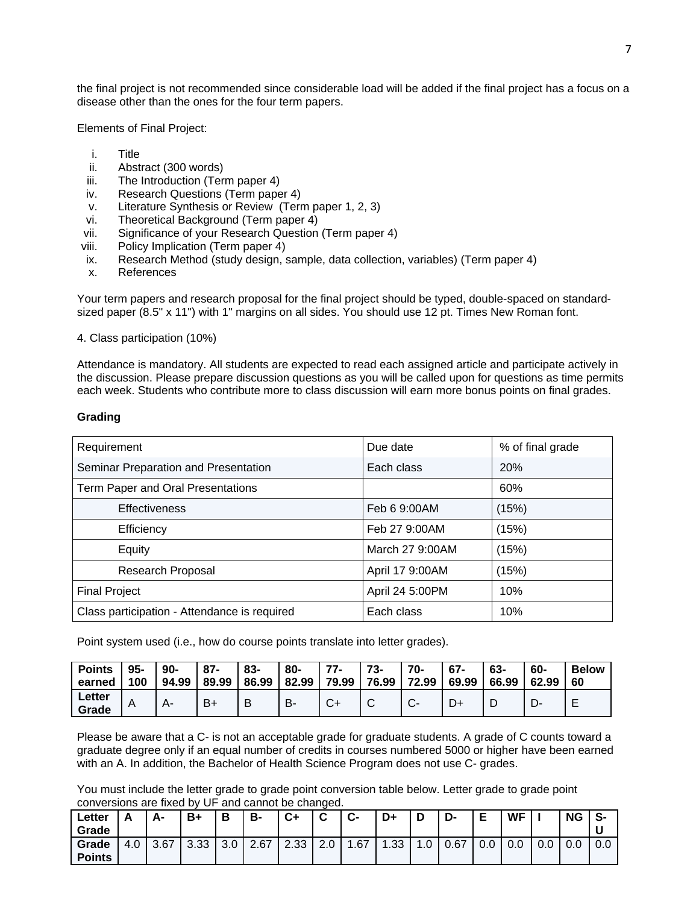the final project is not recommended since considerable load will be added if the final project has a focus on a disease other than the ones for the four term papers.

Elements of Final Project:

i. Title
ii. Abstract (300 words)
iii. The Introduction (Term paper 4)
iv. Research Questions (Term paper 4)
v. Literature Synthesis or Review (Term paper 1, 2, 3)
vi. Theoretical Background (Term paper 4)
vii. Significance of your Research Question (Term paper 4)
viii. Policy Implication (Term paper 4)
ix. Research Method (study design, sample, data collection, variables) (Term paper 4)
x. References

Your term papers and research proposal for the final project should be typed, double-spaced on standard-sized paper (8.5" x 11") with 1" margins on all sides. You should use 12 pt. Times New Roman font.

4. Class participation (10%)

Attendance is mandatory. All students are expected to read each assigned article and participate actively in the discussion. Please prepare discussion questions as you will be called upon for questions as time permits each week. Students who contribute more to class discussion will earn more bonus points on final grades.

**Grading**

| Requirement | Due date | % of final grade |
|---|---|---|
| Seminar Preparation and Presentation | Each class | 20% |
| Term Paper and Oral Presentations | | 60% |
| Effectiveness | Feb 6 9:00AM | (15%) |
| Efficiency | Feb 27 9:00AM | (15%) |
| Equity | March 27 9:00AM | (15%) |
| Research Proposal | April 17 9:00AM | (15%) |
| Final Project | April 24 5:00PM | 10% |
| Class participation - Attendance is required | Each class | 10% |

Point system used (i.e., how do course points translate into letter grades).

| **Points earned** | **95-100** | **90-94.99** | **87-89.99** | **83-86.99** | **80-82.99** | **77-79.99** | **73-76.99** | **70-72.99** | **67-69.99** | **63-66.99** | **60-62.99** | **Below 60** |
|---|---|---|---|---|---|---|---|---|---|---|---|---|
| **Letter Grade** | A | A- | B+ | B | B- | C+ | C | C- | D+ | D | D- | E |

Please be aware that a C- is not an acceptable grade for graduate students. A grade of C counts toward a graduate degree only if an equal number of credits in courses numbered 5000 or higher have been earned with an A. In addition, the Bachelor of Health Science Program does not use C- grades.

You must include the letter grade to grade point conversion table below. Letter grade to grade point conversions are fixed by UF and cannot be changed.

| **Letter Grade** | **A** | **A-** | **B+** | **B** | **B-** | **C+** | **C** | **C-** | **D+** | **D** | **D-** | **E** | **WF** | **I** | **NG** | **S-U** |
|---|---|---|---|---|---|---|---|---|---|---|---|---|---|---|---|---|
| **Grade Points** | 4.0 | 3.67 | 3.33 | 3.0 | 2.67 | 2.33 | 2.0 | 1.67 | 1.33 | 1.0 | 0.67 | 0.0 | 0.0 | 0.0 | 0.0 | 0.0 |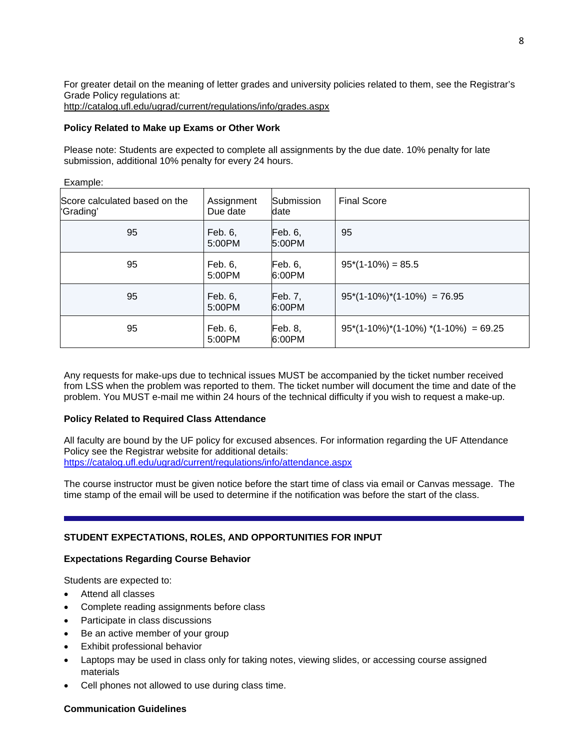For greater detail on the meaning of letter grades and university policies related to them, see the Registrar's Grade Policy regulations at:
http://catalog.ufl.edu/ugrad/current/regulations/info/grades.aspx

**Policy Related to Make up Exams or Other Work**

Please note: Students are expected to complete all assignments by the due date. 10% penalty for late submission, additional 10% penalty for every 24 hours.

Example:

| Score calculated based on the 'Grading' | Assignment Due date | Submission date | Final Score |
|---|---|---|---|
| 95 | Feb. 6, 5:00PM | Feb. 6, 5:00PM | 95 |
| 95 | Feb. 6, 5:00PM | Feb. 6, 6:00PM | 95*(1-10%) = 85.5 |
| 95 | Feb. 6, 5:00PM | Feb. 7, 6:00PM | 95*(1-10%)*(1-10%) = 76.95 |
| 95 | Feb. 6, 5:00PM | Feb. 8, 6:00PM | 95*(1-10%)*(1-10%) *(1-10%) = 69.25 |

Any requests for make-ups due to technical issues MUST be accompanied by the ticket number received from LSS when the problem was reported to them. The ticket number will document the time and date of the problem. You MUST e-mail me within 24 hours of the technical difficulty if you wish to request a make-up.

**Policy Related to Required Class Attendance**

All faculty are bound by the UF policy for excused absences. For information regarding the UF Attendance Policy see the Registrar website for additional details:
https://catalog.ufl.edu/ugrad/current/regulations/info/attendance.aspx

The course instructor must be given notice before the start time of class via email or Canvas message. The time stamp of the email will be used to determine if the notification was before the start of the class.

---

**STUDENT EXPECTATIONS, ROLES, AND OPPORTUNITIES FOR INPUT**

**Expectations Regarding Course Behavior**

Students are expected to:

- Attend all classes
- Complete reading assignments before class
- Participate in class discussions
- Be an active member of your group
- Exhibit professional behavior
- Laptops may be used in class only for taking notes, viewing slides, or accessing course assigned materials
- Cell phones not allowed to use during class time.

**Communication Guidelines**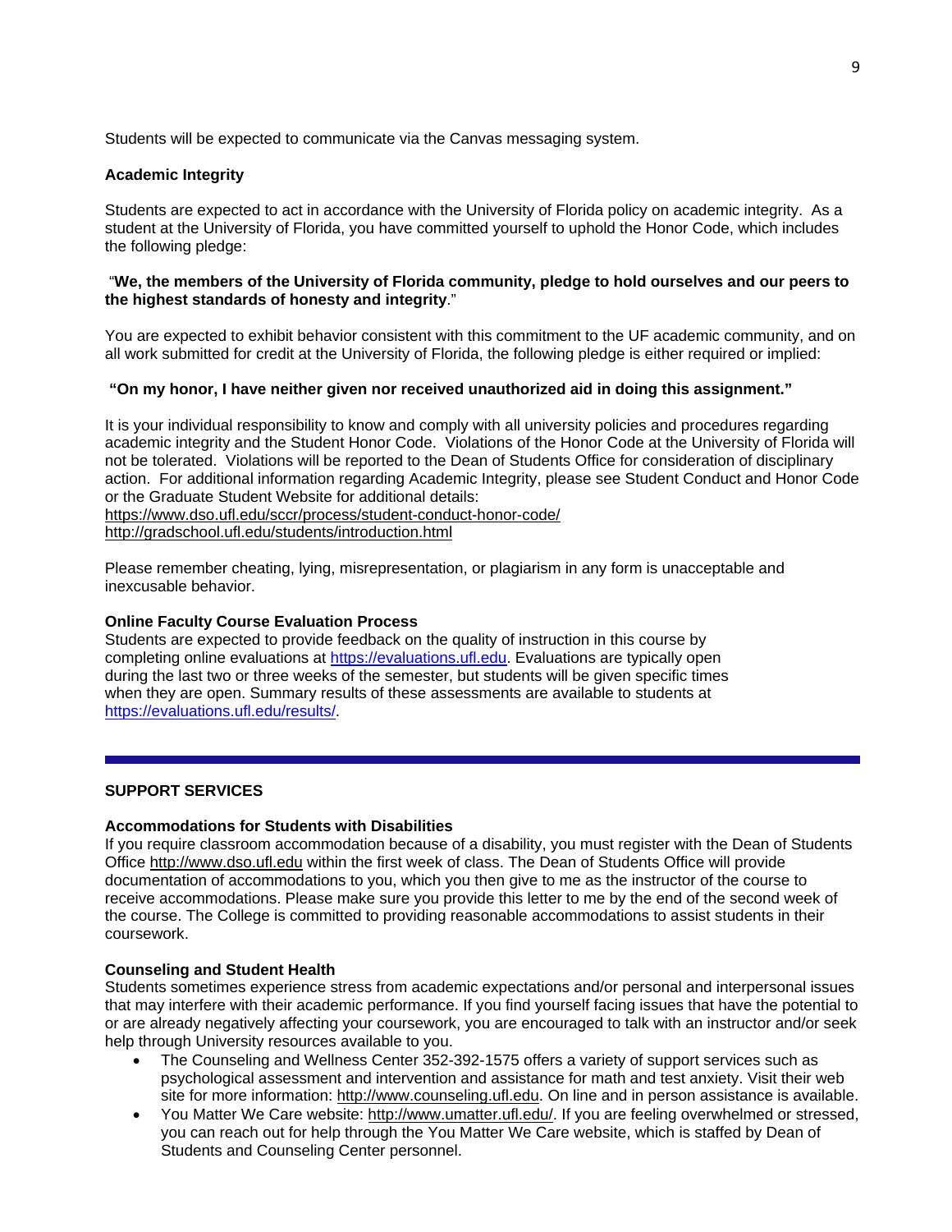Students will be expected to communicate via the Canvas messaging system.

**Academic Integrity**

Students are expected to act in accordance with the University of Florida policy on academic integrity. As a student at the University of Florida, you have committed yourself to uphold the Honor Code, which includes the following pledge:

"**We, the members of the University of Florida community, pledge to hold ourselves and our peers to the highest standards of honesty and integrity**."

You are expected to exhibit behavior consistent with this commitment to the UF academic community, and on all work submitted for credit at the University of Florida, the following pledge is either required or implied:

**"On my honor, I have neither given nor received unauthorized aid in doing this assignment."**

It is your individual responsibility to know and comply with all university policies and procedures regarding academic integrity and the Student Honor Code. Violations of the Honor Code at the University of Florida will not be tolerated. Violations will be reported to the Dean of Students Office for consideration of disciplinary action. For additional information regarding Academic Integrity, please see Student Conduct and Honor Code or the Graduate Student Website for additional details:
https://www.dso.ufl.edu/sccr/process/student-conduct-honor-code/
http://gradschool.ufl.edu/students/introduction.html

Please remember cheating, lying, misrepresentation, or plagiarism in any form is unacceptable and inexcusable behavior.

**Online Faculty Course Evaluation Process**

Students are expected to provide feedback on the quality of instruction in this course by completing online evaluations at https://evaluations.ufl.edu. Evaluations are typically open during the last two or three weeks of the semester, but students will be given specific times when they are open. Summary results of these assessments are available to students at https://evaluations.ufl.edu/results/.

---

## SUPPORT SERVICES

**Accommodations for Students with Disabilities**

If you require classroom accommodation because of a disability, you must register with the Dean of Students Office http://www.dso.ufl.edu within the first week of class. The Dean of Students Office will provide documentation of accommodations to you, which you then give to me as the instructor of the course to receive accommodations. Please make sure you provide this letter to me by the end of the second week of the course. The College is committed to providing reasonable accommodations to assist students in their coursework.

**Counseling and Student Health**

Students sometimes experience stress from academic expectations and/or personal and interpersonal issues that may interfere with their academic performance. If you find yourself facing issues that have the potential to or are already negatively affecting your coursework, you are encouraged to talk with an instructor and/or seek help through University resources available to you.

- The Counseling and Wellness Center 352-392-1575 offers a variety of support services such as psychological assessment and intervention and assistance for math and test anxiety. Visit their web site for more information: http://www.counseling.ufl.edu. On line and in person assistance is available.
- You Matter We Care website: http://www.umatter.ufl.edu/. If you are feeling overwhelmed or stressed, you can reach out for help through the You Matter We Care website, which is staffed by Dean of Students and Counseling Center personnel.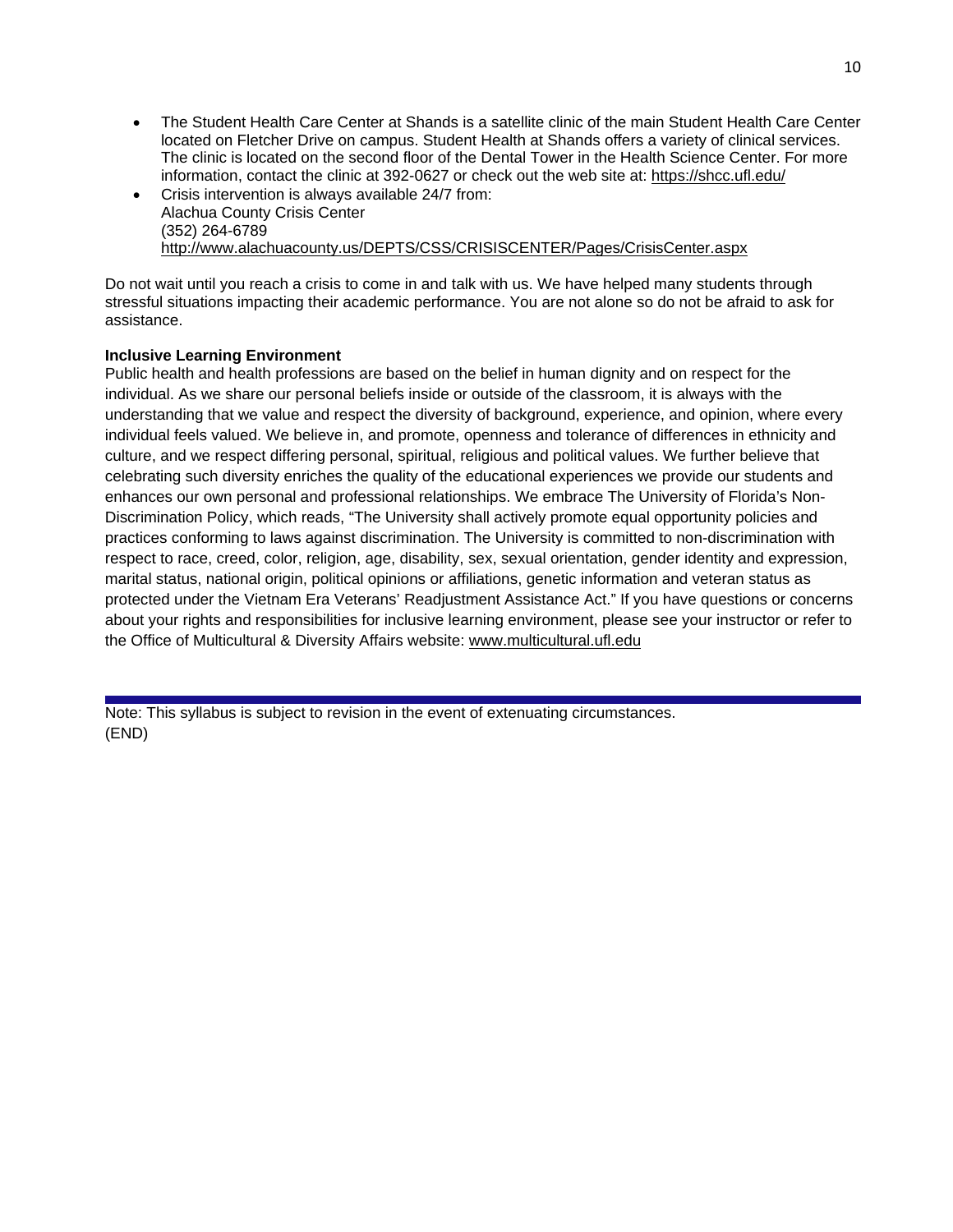- The Student Health Care Center at Shands is a satellite clinic of the main Student Health Care Center located on Fletcher Drive on campus. Student Health at Shands offers a variety of clinical services. The clinic is located on the second floor of the Dental Tower in the Health Science Center. For more information, contact the clinic at 392-0627 or check out the web site at: https://shcc.ufl.edu/
- Crisis intervention is always available 24/7 from:
  Alachua County Crisis Center
  (352) 264-6789
  http://www.alachuacounty.us/DEPTS/CSS/CRISISCENTER/Pages/CrisisCenter.aspx

Do not wait until you reach a crisis to come in and talk with us. We have helped many students through stressful situations impacting their academic performance. You are not alone so do not be afraid to ask for assistance.

**Inclusive Learning Environment**

Public health and health professions are based on the belief in human dignity and on respect for the individual. As we share our personal beliefs inside or outside of the classroom, it is always with the understanding that we value and respect the diversity of background, experience, and opinion, where every individual feels valued. We believe in, and promote, openness and tolerance of differences in ethnicity and culture, and we respect differing personal, spiritual, religious and political values. We further believe that celebrating such diversity enriches the quality of the educational experiences we provide our students and enhances our own personal and professional relationships. We embrace The University of Florida's Non-Discrimination Policy, which reads, "The University shall actively promote equal opportunity policies and practices conforming to laws against discrimination. The University is committed to non-discrimination with respect to race, creed, color, religion, age, disability, sex, sexual orientation, gender identity and expression, marital status, national origin, political opinions or affiliations, genetic information and veteran status as protected under the Vietnam Era Veterans' Readjustment Assistance Act." If you have questions or concerns about your rights and responsibilities for inclusive learning environment, please see your instructor or refer to the Office of Multicultural & Diversity Affairs website: www.multicultural.ufl.edu

---

Note: This syllabus is subject to revision in the event of extenuating circumstances.
(END)